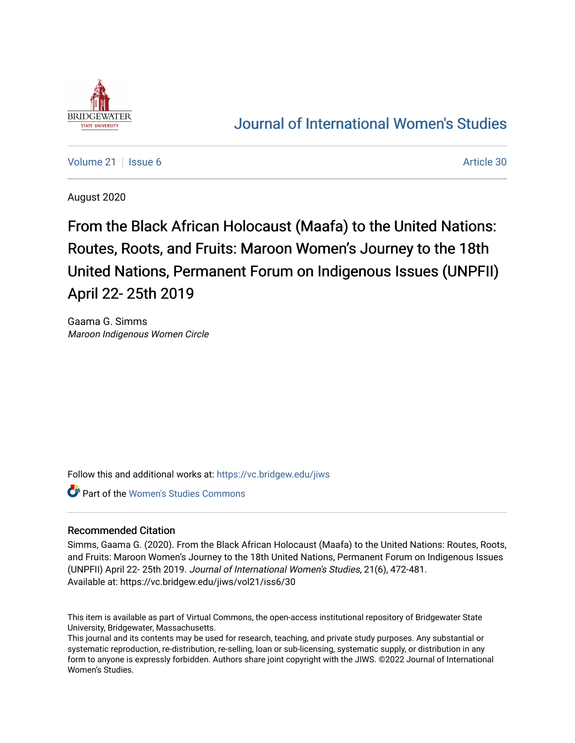Journal of International Women's Studies

Volume 21 | Issue 6 | Article 30

August 2020

# From the Black African Holocaust (Maafa) to the United Nations: Routes, Roots, and Fruits: Maroon Women's Journey to the 18th United Nations, Permanent Forum on Indigenous Issues (UNPFII) April 22- 25th 2019

Gaama G. Simms
*Maroon Indigenous Women Circle*

Follow this and additional works at: https://vc.bridgew.edu/jiws

Part of the Women's Studies Commons

## Recommended Citation

Simms, Gaama G. (2020). From the Black African Holocaust (Maafa) to the United Nations: Routes, Roots, and Fruits: Maroon Women's Journey to the 18th United Nations, Permanent Forum on Indigenous Issues (UNPFII) April 22- 25th 2019. *Journal of International Women's Studies*, 21(6), 472-481.
Available at: https://vc.bridgew.edu/jiws/vol21/iss6/30

This item is available as part of Virtual Commons, the open-access institutional repository of Bridgewater State University, Bridgewater, Massachusetts.
This journal and its contents may be used for research, teaching, and private study purposes. Any substantial or systematic reproduction, re-distribution, re-selling, loan or sub-licensing, systematic supply, or distribution in any form to anyone is expressly forbidden. Authors share joint copyright with the JIWS. ©2022 Journal of International Women's Studies.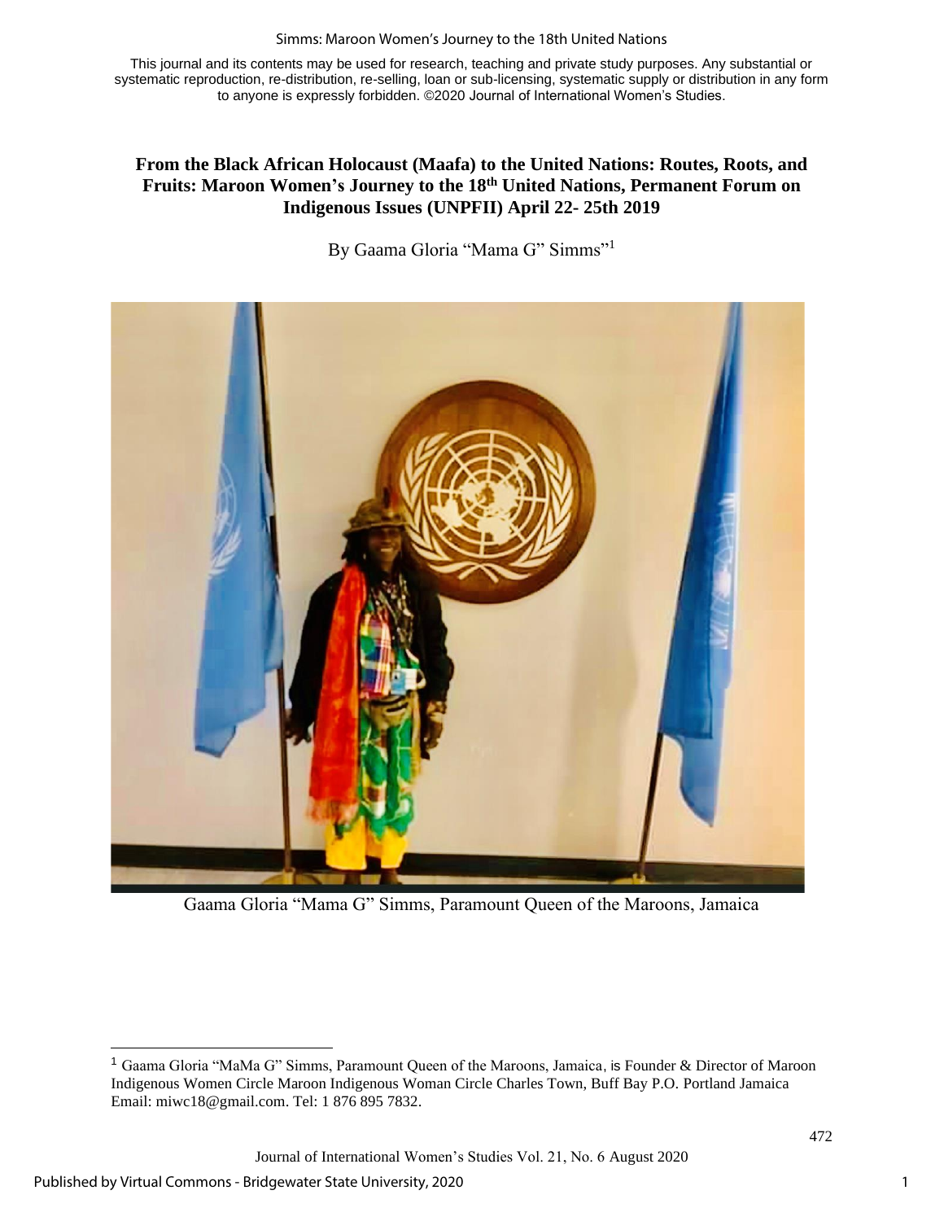This journal and its contents may be used for research, teaching and private study purposes. Any substantial or systematic reproduction, re-distribution, re-selling, loan or sub-licensing, systematic supply or distribution in any form to anyone is expressly forbidden. ©2020 Journal of International Women's Studies.

# From the Black African Holocaust (Maafa) to the United Nations: Routes, Roots, and Fruits: Maroon Women's Journey to the 18th United Nations, Permanent Forum on Indigenous Issues (UNPFII) April 22- 25th 2019

By Gaama Gloria "Mama G" Simms"[1]

Gaama Gloria "Mama G" Simms, Paramount Queen of the Maroons, Jamaica

[1] Gaama Gloria "MaMa G" Simms, Paramount Queen of the Maroons, Jamaica, is Founder & Director of Maroon Indigenous Women Circle Maroon Indigenous Woman Circle Charles Town, Buff Bay P.O. Portland Jamaica Email: miwc18@gmail.com. Tel: 1 876 895 7832.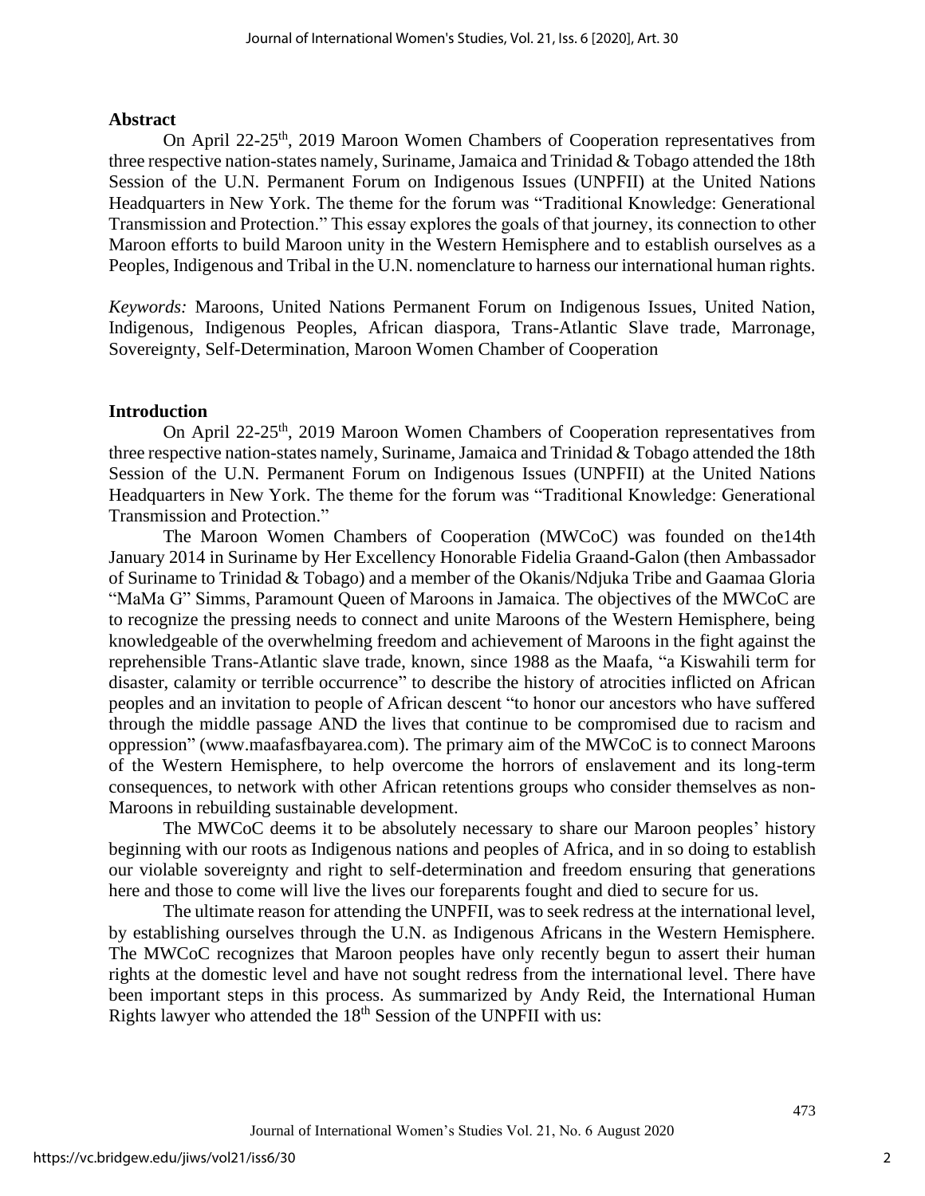## Abstract

On April 22-25th, 2019 Maroon Women Chambers of Cooperation representatives from three respective nation-states namely, Suriname, Jamaica and Trinidad & Tobago attended the 18th Session of the U.N. Permanent Forum on Indigenous Issues (UNPFII) at the United Nations Headquarters in New York. The theme for the forum was "Traditional Knowledge: Generational Transmission and Protection." This essay explores the goals of that journey, its connection to other Maroon efforts to build Maroon unity in the Western Hemisphere and to establish ourselves as a Peoples, Indigenous and Tribal in the U.N. nomenclature to harness our international human rights.

*Keywords:* Maroons, United Nations Permanent Forum on Indigenous Issues, United Nation, Indigenous, Indigenous Peoples, African diaspora, Trans-Atlantic Slave trade, Marronage, Sovereignty, Self-Determination, Maroon Women Chamber of Cooperation

## Introduction

On April 22-25th, 2019 Maroon Women Chambers of Cooperation representatives from three respective nation-states namely, Suriname, Jamaica and Trinidad & Tobago attended the 18th Session of the U.N. Permanent Forum on Indigenous Issues (UNPFII) at the United Nations Headquarters in New York. The theme for the forum was "Traditional Knowledge: Generational Transmission and Protection."

The Maroon Women Chambers of Cooperation (MWCoC) was founded on the14th January 2014 in Suriname by Her Excellency Honorable Fidelia Graand-Galon (then Ambassador of Suriname to Trinidad & Tobago) and a member of the Okanis/Ndjuka Tribe and Gaamaa Gloria "MaMa G" Simms, Paramount Queen of Maroons in Jamaica. The objectives of the MWCoC are to recognize the pressing needs to connect and unite Maroons of the Western Hemisphere, being knowledgeable of the overwhelming freedom and achievement of Maroons in the fight against the reprehensible Trans-Atlantic slave trade, known, since 1988 as the Maafa, "a Kiswahili term for disaster, calamity or terrible occurrence" to describe the history of atrocities inflicted on African peoples and an invitation to people of African descent "to honor our ancestors who have suffered through the middle passage AND the lives that continue to be compromised due to racism and oppression" (www.maafasfbayarea.com). The primary aim of the MWCoC is to connect Maroons of the Western Hemisphere, to help overcome the horrors of enslavement and its long-term consequences, to network with other African retentions groups who consider themselves as non-Maroons in rebuilding sustainable development.

The MWCoC deems it to be absolutely necessary to share our Maroon peoples' history beginning with our roots as Indigenous nations and peoples of Africa, and in so doing to establish our violable sovereignty and right to self-determination and freedom ensuring that generations here and those to come will live the lives our foreparents fought and died to secure for us.

The ultimate reason for attending the UNPFII, was to seek redress at the international level, by establishing ourselves through the U.N. as Indigenous Africans in the Western Hemisphere. The MWCoC recognizes that Maroon peoples have only recently begun to assert their human rights at the domestic level and have not sought redress from the international level. There have been important steps in this process. As summarized by Andy Reid, the International Human Rights lawyer who attended the 18th Session of the UNPFII with us: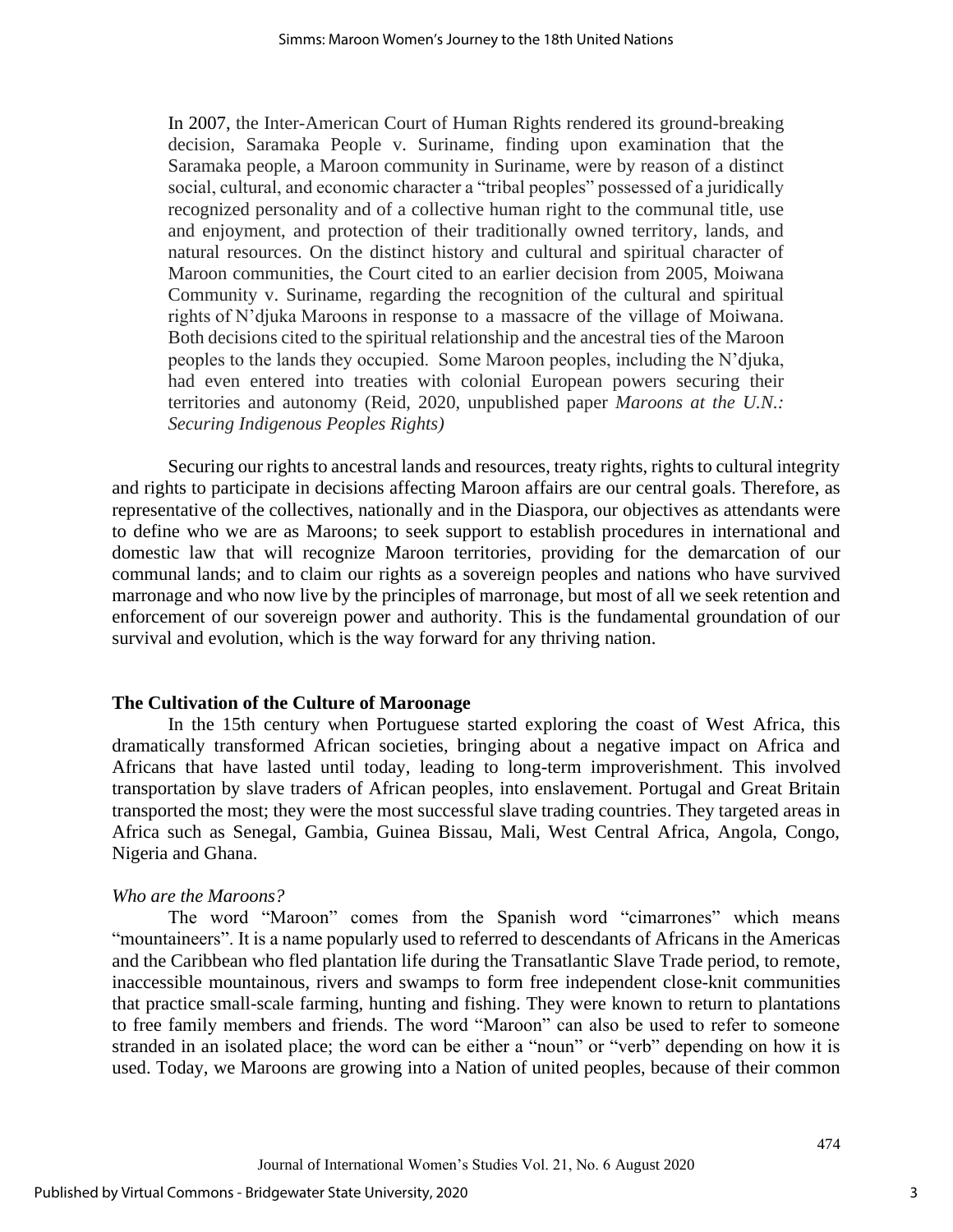> In 2007, the Inter-American Court of Human Rights rendered its ground-breaking decision, Saramaka People v. Suriname, finding upon examination that the Saramaka people, a Maroon community in Suriname, were by reason of a distinct social, cultural, and economic character a "tribal peoples" possessed of a juridically recognized personality and of a collective human right to the communal title, use and enjoyment, and protection of their traditionally owned territory, lands, and natural resources. On the distinct history and cultural and spiritual character of Maroon communities, the Court cited to an earlier decision from 2005, Moiwana Community v. Suriname, regarding the recognition of the cultural and spiritual rights of N'djuka Maroons in response to a massacre of the village of Moiwana. Both decisions cited to the spiritual relationship and the ancestral ties of the Maroon peoples to the lands they occupied. Some Maroon peoples, including the N'djuka, had even entered into treaties with colonial European powers securing their territories and autonomy (Reid, 2020, unpublished paper *Maroons at the U.N.: Securing Indigenous Peoples Rights)*

Securing our rights to ancestral lands and resources, treaty rights, rights to cultural integrity and rights to participate in decisions affecting Maroon affairs are our central goals. Therefore, as representative of the collectives, nationally and in the Diaspora, our objectives as attendants were to define who we are as Maroons; to seek support to establish procedures in international and domestic law that will recognize Maroon territories, providing for the demarcation of our communal lands; and to claim our rights as a sovereign peoples and nations who have survived marronage and who now live by the principles of marronage, but most of all we seek retention and enforcement of our sovereign power and authority. This is the fundamental groundation of our survival and evolution, which is the way forward for any thriving nation.

## The Cultivation of the Culture of Maroonage

In the 15th century when Portuguese started exploring the coast of West Africa, this dramatically transformed African societies, bringing about a negative impact on Africa and Africans that have lasted until today, leading to long-term improverishment. This involved transportation by slave traders of African peoples, into enslavement. Portugal and Great Britain transported the most; they were the most successful slave trading countries. They targeted areas in Africa such as Senegal, Gambia, Guinea Bissau, Mali, West Central Africa, Angola, Congo, Nigeria and Ghana.

### *Who are the Maroons?*

The word "Maroon" comes from the Spanish word "cimarrones" which means "mountaineers". It is a name popularly used to referred to descendants of Africans in the Americas and the Caribbean who fled plantation life during the Transatlantic Slave Trade period, to remote, inaccessible mountainous, rivers and swamps to form free independent close-knit communities that practice small-scale farming, hunting and fishing. They were known to return to plantations to free family members and friends. The word "Maroon" can also be used to refer to someone stranded in an isolated place; the word can be either a "noun" or "verb" depending on how it is used. Today, we Maroons are growing into a Nation of united peoples, because of their common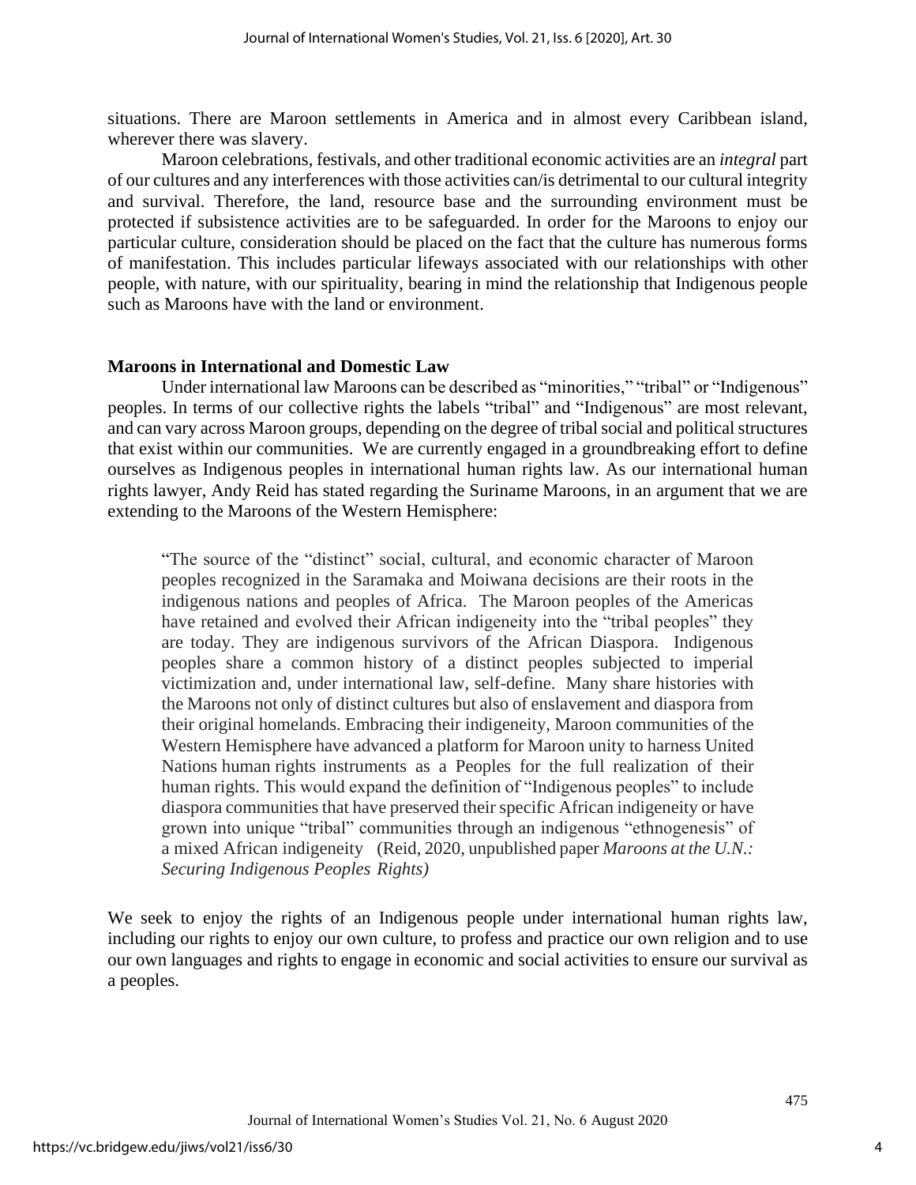situations. There are Maroon settlements in America and in almost every Caribbean island, wherever there was slavery.

Maroon celebrations, festivals, and other traditional economic activities are an *integral* part of our cultures and any interferences with those activities can/is detrimental to our cultural integrity and survival. Therefore, the land, resource base and the surrounding environment must be protected if subsistence activities are to be safeguarded. In order for the Maroons to enjoy our particular culture, consideration should be placed on the fact that the culture has numerous forms of manifestation. This includes particular lifeways associated with our relationships with other people, with nature, with our spirituality, bearing in mind the relationship that Indigenous people such as Maroons have with the land or environment.

## Maroons in International and Domestic Law

Under international law Maroons can be described as "minorities," "tribal" or "Indigenous" peoples. In terms of our collective rights the labels "tribal" and "Indigenous" are most relevant, and can vary across Maroon groups, depending on the degree of tribal social and political structures that exist within our communities. We are currently engaged in a groundbreaking effort to define ourselves as Indigenous peoples in international human rights law. As our international human rights lawyer, Andy Reid has stated regarding the Suriname Maroons, in an argument that we are extending to the Maroons of the Western Hemisphere:

> "The source of the "distinct" social, cultural, and economic character of Maroon peoples recognized in the Saramaka and Moiwana decisions are their roots in the indigenous nations and peoples of Africa. The Maroon peoples of the Americas have retained and evolved their African indigeneity into the "tribal peoples" they are today. They are indigenous survivors of the African Diaspora. Indigenous peoples share a common history of a distinct peoples subjected to imperial victimization and, under international law, self-define. Many share histories with the Maroons not only of distinct cultures but also of enslavement and diaspora from their original homelands. Embracing their indigeneity, Maroon communities of the Western Hemisphere have advanced a platform for Maroon unity to harness United Nations human rights instruments as a Peoples for the full realization of their human rights. This would expand the definition of "Indigenous peoples" to include diaspora communities that have preserved their specific African indigeneity or have grown into unique "tribal" communities through an indigenous "ethnogenesis" of a mixed African indigeneity (Reid, 2020, unpublished paper *Maroons at the U.N.: Securing Indigenous Peoples Rights)*

We seek to enjoy the rights of an Indigenous people under international human rights law, including our rights to enjoy our own culture, to profess and practice our own religion and to use our own languages and rights to engage in economic and social activities to ensure our survival as a peoples.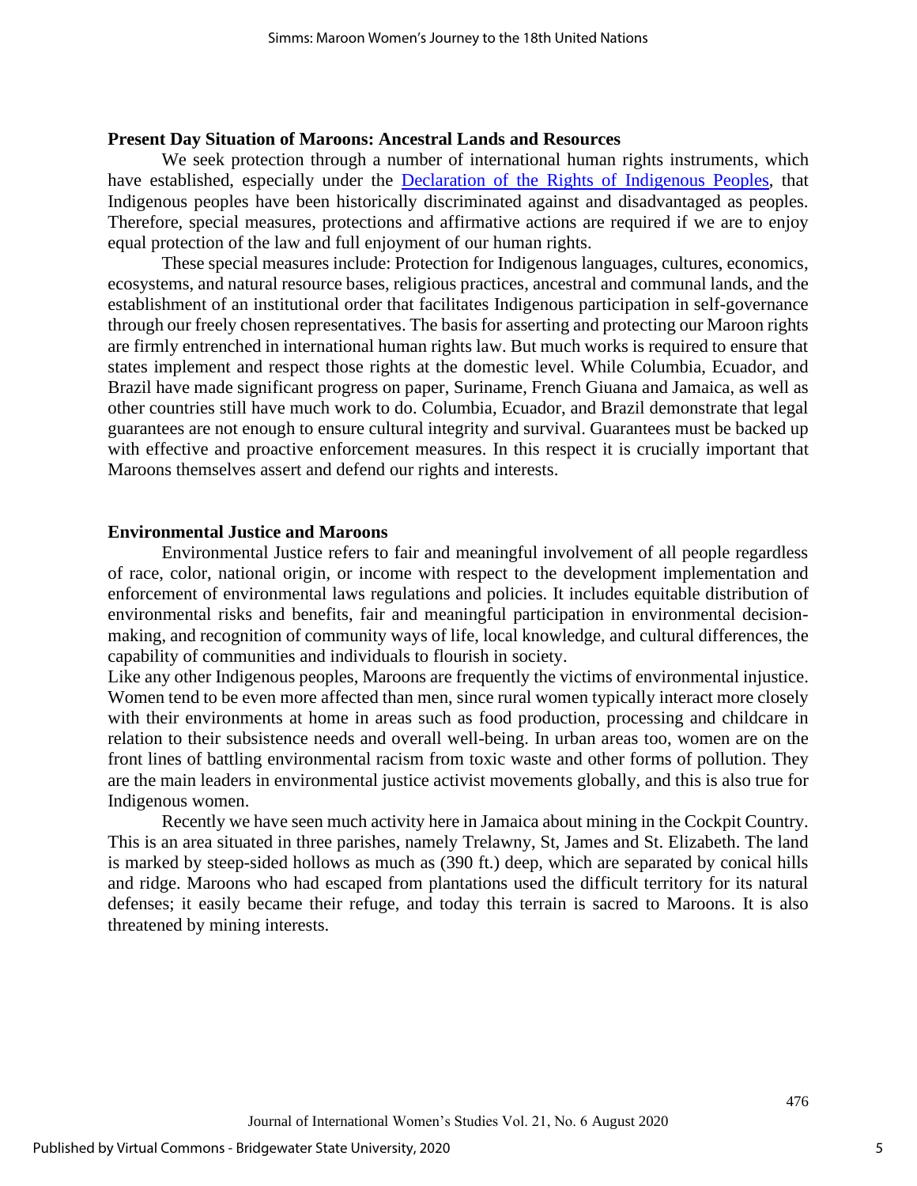### Present Day Situation of Maroons: Ancestral Lands and Resources

We seek protection through a number of international human rights instruments, which have established, especially under the [Declaration of the Rights of Indigenous Peoples](), that Indigenous peoples have been historically discriminated against and disadvantaged as peoples. Therefore, special measures, protections and affirmative actions are required if we are to enjoy equal protection of the law and full enjoyment of our human rights.

These special measures include: Protection for Indigenous languages, cultures, economics, ecosystems, and natural resource bases, religious practices, ancestral and communal lands, and the establishment of an institutional order that facilitates Indigenous participation in self-governance through our freely chosen representatives. The basis for asserting and protecting our Maroon rights are firmly entrenched in international human rights law. But much works is required to ensure that states implement and respect those rights at the domestic level. While Columbia, Ecuador, and Brazil have made significant progress on paper, Suriname, French Giuana and Jamaica, as well as other countries still have much work to do. Columbia, Ecuador, and Brazil demonstrate that legal guarantees are not enough to ensure cultural integrity and survival. Guarantees must be backed up with effective and proactive enforcement measures. In this respect it is crucially important that Maroons themselves assert and defend our rights and interests.

### Environmental Justice and Maroons

Environmental Justice refers to fair and meaningful involvement of all people regardless of race, color, national origin, or income with respect to the development implementation and enforcement of environmental laws regulations and policies. It includes equitable distribution of environmental risks and benefits, fair and meaningful participation in environmental decision-making, and recognition of community ways of life, local knowledge, and cultural differences, the capability of communities and individuals to flourish in society.

Like any other Indigenous peoples, Maroons are frequently the victims of environmental injustice. Women tend to be even more affected than men, since rural women typically interact more closely with their environments at home in areas such as food production, processing and childcare in relation to their subsistence needs and overall well-being. In urban areas too, women are on the front lines of battling environmental racism from toxic waste and other forms of pollution. They are the main leaders in environmental justice activist movements globally, and this is also true for Indigenous women.

Recently we have seen much activity here in Jamaica about mining in the Cockpit Country. This is an area situated in three parishes, namely Trelawny, St, James and St. Elizabeth. The land is marked by steep-sided hollows as much as (390 ft.) deep, which are separated by conical hills and ridge. Maroons who had escaped from plantations used the difficult territory for its natural defenses; it easily became their refuge, and today this terrain is sacred to Maroons. It is also threatened by mining interests.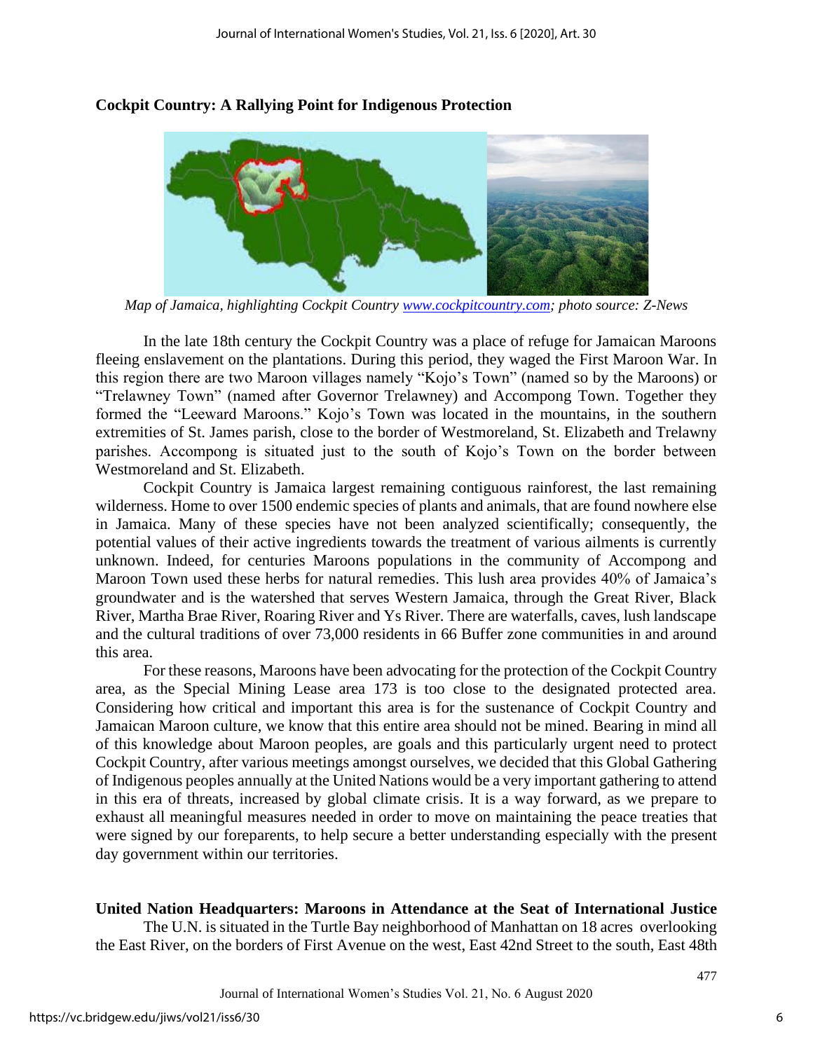**Cockpit Country: A Rallying Point for Indigenous Protection**

*Map of Jamaica, highlighting Cockpit Country www.cockpitcountry.com; photo source: Z-News*

In the late 18th century the Cockpit Country was a place of refuge for Jamaican Maroons fleeing enslavement on the plantations. During this period, they waged the First Maroon War. In this region there are two Maroon villages namely "Kojo's Town" (named so by the Maroons) or "Trelawney Town" (named after Governor Trelawney) and Accompong Town. Together they formed the "Leeward Maroons." Kojo's Town was located in the mountains, in the southern extremities of St. James parish, close to the border of Westmoreland, St. Elizabeth and Trelawny parishes. Accompong is situated just to the south of Kojo's Town on the border between Westmoreland and St. Elizabeth.

Cockpit Country is Jamaica largest remaining contiguous rainforest, the last remaining wilderness. Home to over 1500 endemic species of plants and animals, that are found nowhere else in Jamaica. Many of these species have not been analyzed scientifically; consequently, the potential values of their active ingredients towards the treatment of various ailments is currently unknown. Indeed, for centuries Maroons populations in the community of Accompong and Maroon Town used these herbs for natural remedies. This lush area provides 40% of Jamaica's groundwater and is the watershed that serves Western Jamaica, through the Great River, Black River, Martha Brae River, Roaring River and Ys River. There are waterfalls, caves, lush landscape and the cultural traditions of over 73,000 residents in 66 Buffer zone communities in and around this area.

For these reasons, Maroons have been advocating for the protection of the Cockpit Country area, as the Special Mining Lease area 173 is too close to the designated protected area. Considering how critical and important this area is for the sustenance of Cockpit Country and Jamaican Maroon culture, we know that this entire area should not be mined. Bearing in mind all of this knowledge about Maroon peoples, are goals and this particularly urgent need to protect Cockpit Country, after various meetings amongst ourselves, we decided that this Global Gathering of Indigenous peoples annually at the United Nations would be a very important gathering to attend in this era of threats, increased by global climate crisis. It is a way forward, as we prepare to exhaust all meaningful measures needed in order to move on maintaining the peace treaties that were signed by our foreparents, to help secure a better understanding especially with the present day government within our territories.

**United Nation Headquarters: Maroons in Attendance at the Seat of International Justice**

The U.N. is situated in the Turtle Bay neighborhood of Manhattan on 18 acres overlooking the East River, on the borders of First Avenue on the west, East 42nd Street to the south, East 48th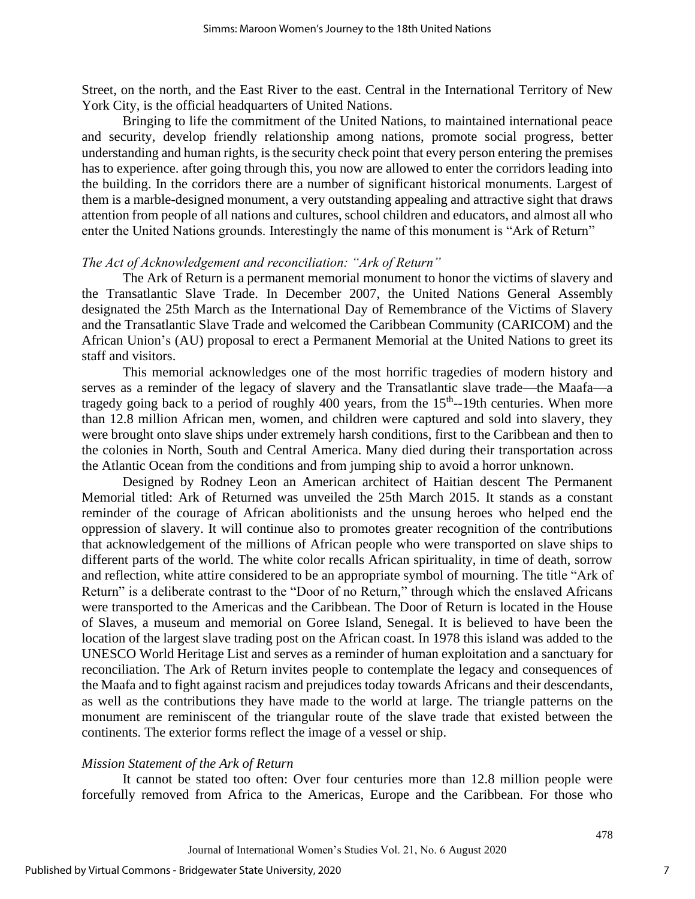Street, on the north, and the East River to the east. Central in the International Territory of New York City, is the official headquarters of United Nations.

Bringing to life the commitment of the United Nations, to maintained international peace and security, develop friendly relationship among nations, promote social progress, better understanding and human rights, is the security check point that every person entering the premises has to experience. after going through this, you now are allowed to enter the corridors leading into the building. In the corridors there are a number of significant historical monuments. Largest of them is a marble-designed monument, a very outstanding appealing and attractive sight that draws attention from people of all nations and cultures, school children and educators, and almost all who enter the United Nations grounds. Interestingly the name of this monument is "Ark of Return"

*The Act of Acknowledgement and reconciliation: "Ark of Return"*

The Ark of Return is a permanent memorial monument to honor the victims of slavery and the Transatlantic Slave Trade. In December 2007, the United Nations General Assembly designated the 25th March as the International Day of Remembrance of the Victims of Slavery and the Transatlantic Slave Trade and welcomed the Caribbean Community (CARICOM) and the African Union's (AU) proposal to erect a Permanent Memorial at the United Nations to greet its staff and visitors.

This memorial acknowledges one of the most horrific tragedies of modern history and serves as a reminder of the legacy of slavery and the Transatlantic slave trade—the Maafa—a tragedy going back to a period of roughly 400 years, from the 15th--19th centuries. When more than 12.8 million African men, women, and children were captured and sold into slavery, they were brought onto slave ships under extremely harsh conditions, first to the Caribbean and then to the colonies in North, South and Central America. Many died during their transportation across the Atlantic Ocean from the conditions and from jumping ship to avoid a horror unknown.

Designed by Rodney Leon an American architect of Haitian descent The Permanent Memorial titled: Ark of Returned was unveiled the 25th March 2015. It stands as a constant reminder of the courage of African abolitionists and the unsung heroes who helped end the oppression of slavery. It will continue also to promotes greater recognition of the contributions that acknowledgement of the millions of African people who were transported on slave ships to different parts of the world. The white color recalls African spirituality, in time of death, sorrow and reflection, white attire considered to be an appropriate symbol of mourning. The title "Ark of Return" is a deliberate contrast to the "Door of no Return," through which the enslaved Africans were transported to the Americas and the Caribbean. The Door of Return is located in the House of Slaves, a museum and memorial on Goree Island, Senegal. It is believed to have been the location of the largest slave trading post on the African coast. In 1978 this island was added to the UNESCO World Heritage List and serves as a reminder of human exploitation and a sanctuary for reconciliation. The Ark of Return invites people to contemplate the legacy and consequences of the Maafa and to fight against racism and prejudices today towards Africans and their descendants, as well as the contributions they have made to the world at large. The triangle patterns on the monument are reminiscent of the triangular route of the slave trade that existed between the continents. The exterior forms reflect the image of a vessel or ship.

*Mission Statement of the Ark of Return*

It cannot be stated too often: Over four centuries more than 12.8 million people were forcefully removed from Africa to the Americas, Europe and the Caribbean. For those who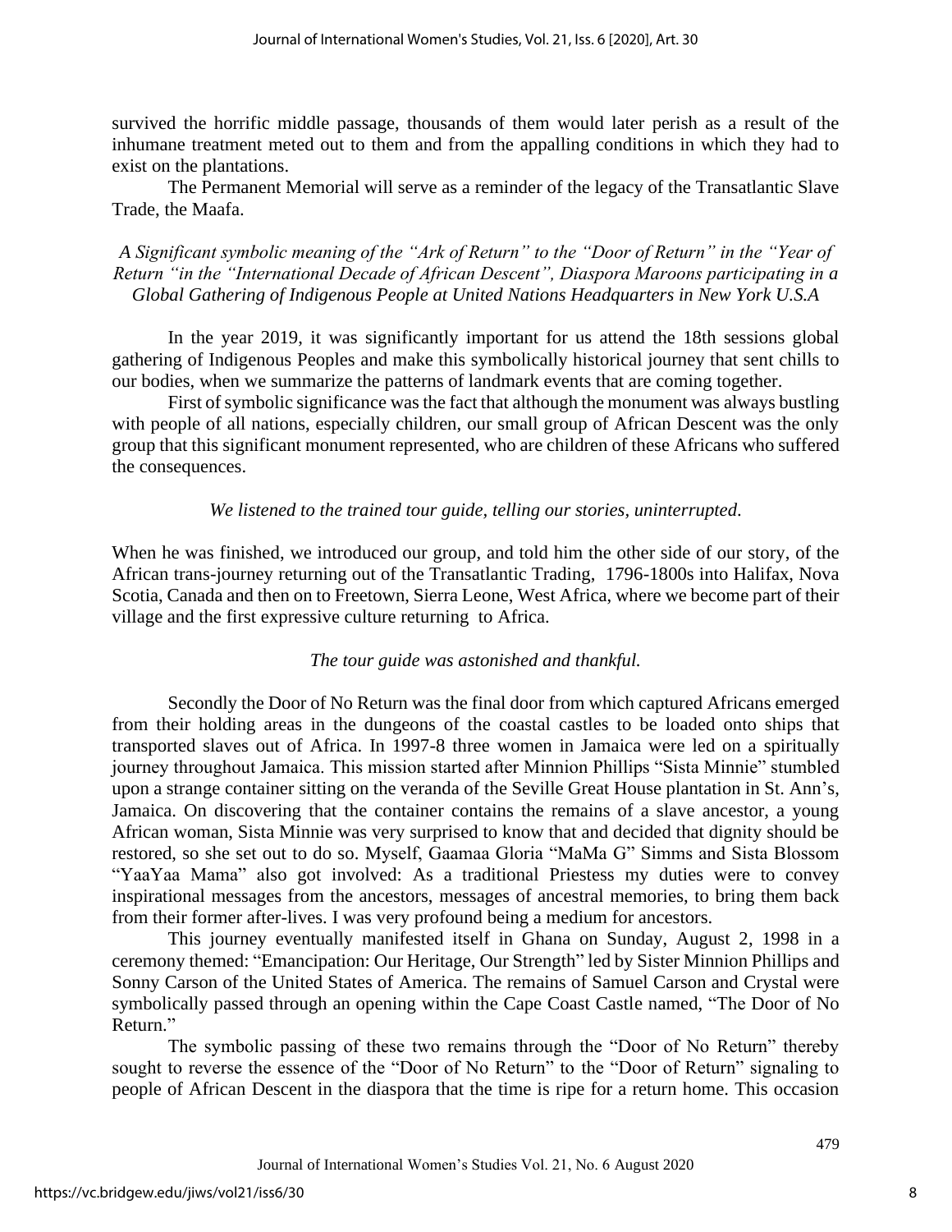survived the horrific middle passage, thousands of them would later perish as a result of the inhumane treatment meted out to them and from the appalling conditions in which they had to exist on the plantations.

The Permanent Memorial will serve as a reminder of the legacy of the Transatlantic Slave Trade, the Maafa.

*A Significant symbolic meaning of the "Ark of Return" to the "Door of Return" in the "Year of Return "in the "International Decade of African Descent", Diaspora Maroons participating in a Global Gathering of Indigenous People at United Nations Headquarters in New York U.S.A*

In the year 2019, it was significantly important for us attend the 18th sessions global gathering of Indigenous Peoples and make this symbolically historical journey that sent chills to our bodies, when we summarize the patterns of landmark events that are coming together.

First of symbolic significance was the fact that although the monument was always bustling with people of all nations, especially children, our small group of African Descent was the only group that this significant monument represented, who are children of these Africans who suffered the consequences.

*We listened to the trained tour guide, telling our stories, uninterrupted.*

When he was finished, we introduced our group, and told him the other side of our story, of the African trans-journey returning out of the Transatlantic Trading, 1796-1800s into Halifax, Nova Scotia, Canada and then on to Freetown, Sierra Leone, West Africa, where we become part of their village and the first expressive culture returning to Africa.

*The tour guide was astonished and thankful.*

Secondly the Door of No Return was the final door from which captured Africans emerged from their holding areas in the dungeons of the coastal castles to be loaded onto ships that transported slaves out of Africa. In 1997-8 three women in Jamaica were led on a spiritually journey throughout Jamaica. This mission started after Minnion Phillips "Sista Minnie" stumbled upon a strange container sitting on the veranda of the Seville Great House plantation in St. Ann's, Jamaica. On discovering that the container contains the remains of a slave ancestor, a young African woman, Sista Minnie was very surprised to know that and decided that dignity should be restored, so she set out to do so. Myself, Gaamaa Gloria "MaMa G" Simms and Sista Blossom "YaaYaa Mama" also got involved: As a traditional Priestess my duties were to convey inspirational messages from the ancestors, messages of ancestral memories, to bring them back from their former after-lives. I was very profound being a medium for ancestors.

This journey eventually manifested itself in Ghana on Sunday, August 2, 1998 in a ceremony themed: "Emancipation: Our Heritage, Our Strength" led by Sister Minnion Phillips and Sonny Carson of the United States of America. The remains of Samuel Carson and Crystal were symbolically passed through an opening within the Cape Coast Castle named, "The Door of No Return."

The symbolic passing of these two remains through the "Door of No Return" thereby sought to reverse the essence of the "Door of No Return" to the "Door of Return" signaling to people of African Descent in the diaspora that the time is ripe for a return home. This occasion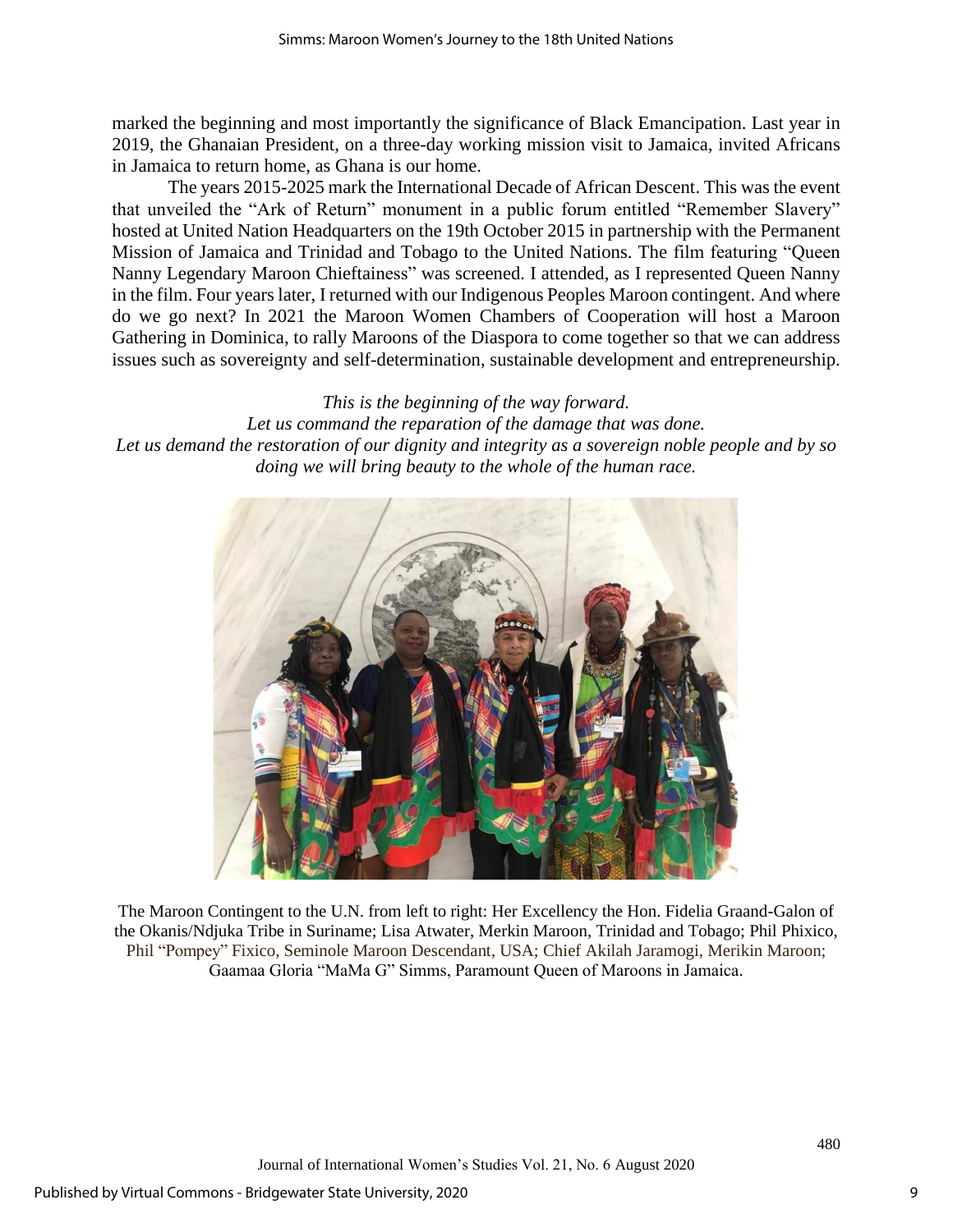marked the beginning and most importantly the significance of Black Emancipation. Last year in 2019, the Ghanaian President, on a three-day working mission visit to Jamaica, invited Africans in Jamaica to return home, as Ghana is our home.

The years 2015-2025 mark the International Decade of African Descent. This was the event that unveiled the "Ark of Return" monument in a public forum entitled "Remember Slavery" hosted at United Nation Headquarters on the 19th October 2015 in partnership with the Permanent Mission of Jamaica and Trinidad and Tobago to the United Nations. The film featuring "Queen Nanny Legendary Maroon Chieftainess" was screened. I attended, as I represented Queen Nanny in the film. Four years later, I returned with our Indigenous Peoples Maroon contingent. And where do we go next? In 2021 the Maroon Women Chambers of Cooperation will host a Maroon Gathering in Dominica, to rally Maroons of the Diaspora to come together so that we can address issues such as sovereignty and self-determination, sustainable development and entrepreneurship.

*This is the beginning of the way forward.*
*Let us command the reparation of the damage that was done.*
*Let us demand the restoration of our dignity and integrity as a sovereign noble people and by so doing we will bring beauty to the whole of the human race.*

The Maroon Contingent to the U.N. from left to right: Her Excellency the Hon. Fidelia Graand-Galon of the Okanis/Ndjuka Tribe in Suriname; Lisa Atwater, Merkin Maroon, Trinidad and Tobago; Phil Phixico, Phil "Pompey" Fixico, Seminole Maroon Descendant, USA; Chief Akilah Jaramogi, Merikin Maroon; Gaamaa Gloria "MaMa G" Simms, Paramount Queen of Maroons in Jamaica.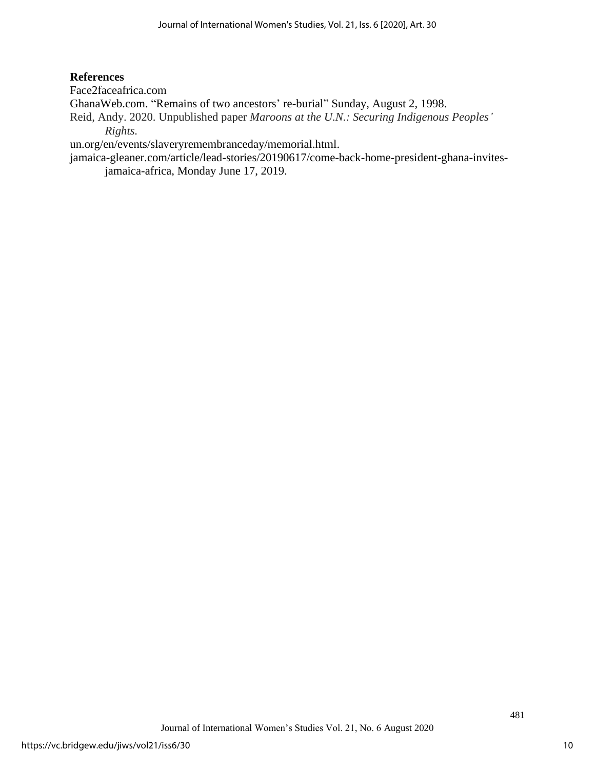**References**

Face2faceafrica.com

GhanaWeb.com. "Remains of two ancestors' re-burial" Sunday, August 2, 1998.

Reid, Andy. 2020. Unpublished paper *Maroons at the U.N.: Securing Indigenous Peoples' Rights.*

un.org/en/events/slaveryremembranceday/memorial.html.

jamaica-gleaner.com/article/lead-stories/20190617/come-back-home-president-ghana-invites-jamaica-africa, Monday June 17, 2019.